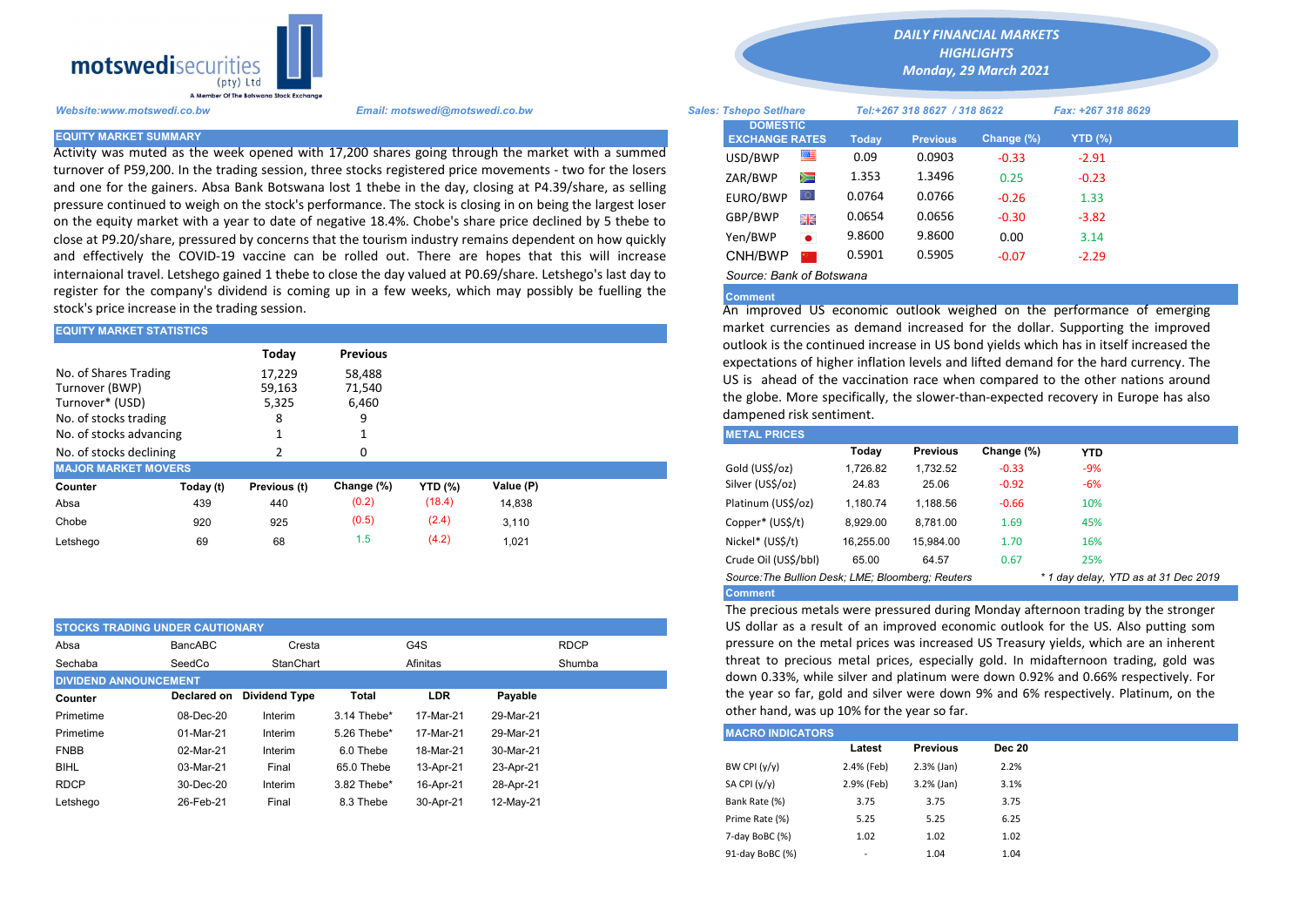**motswedisecurities** (pty) Ltd
A Member Of The Botswana Stock Exchange

## DAILY FINANCIAL MARKETS HIGHLIGHTS
### Monday, 29 March 2021

*Website:www.motswedi.co.bw* *Email: motswedi@motswedi.co.bw*

*Sales: Tshepo Setlhare* *Tel:+267 318 8627 / 318 8622* *Fax: +267 318 8629*

### EQUITY MARKET SUMMARY

Activity was muted as the week opened with 17,200 shares going through the market with a summed turnover of P59,200. In the trading session, three stocks registered price movements - two for the losers and one for the gainers. Absa Bank Botswana lost 1 thebe in the day, closing at P4.39/share, as selling pressure continued to weigh on the stock's performance. The stock is closing in on being the largest loser on the equity market with a year to date of negative 18.4%. Chobe's share price declined by 5 thebe to close at P9.20/share, pressured by concerns that the tourism industry remains dependent on how quickly and effectively the COVID-19 vaccine can be rolled out. There are hopes that this will increase internaional travel. Letshego gained 1 thebe to close the day valued at P0.69/share. Letshego's last day to register for the company's dividend is coming up in a few weeks, which may possibly be fuelling the stock's price increase in the trading session.

### EQUITY MARKET STATISTICS

| | Today | Previous |
|---|---|---|
| No. of Shares Trading | 17,229 | 58,488 |
| Turnover (BWP) | 59,163 | 71,540 |
| Turnover* (USD) | 5,325 | 6,460 |
| No. of stocks trading | 8 | 9 |
| No. of stocks advancing | 1 | 1 |
| No. of stocks declining | 2 | 0 |

### MAJOR MARKET MOVERS

| Counter | Today (t) | Previous (t) | Change (%) | YTD (%) | Value (P) |
|---|---|---|---|---|---|
| Absa | 439 | 440 | (0.2) | (18.4) | 14,838 |
| Chobe | 920 | 925 | (0.5) | (2.4) | 3,110 |
| Letshego | 69 | 68 | 1.5 | (4.2) | 1,021 |

### STOCKS TRADING UNDER CAUTIONARY

| | | | | |
|---|---|---|---|---|
| Absa | BancABC | Cresta | G4S | RDCP |
| Sechaba | SeedCo | StanChart | Afinitas | Shumba |

### DIVIDEND ANNOUNCEMENT

| Counter | Declared on | Dividend Type | Total | LDR | Payable |
|---|---|---|---|---|---|
| Primetime | 08-Dec-20 | Interim | 3.14 Thebe* | 17-Mar-21 | 29-Mar-21 |
| Primetime | 01-Mar-21 | Interim | 5.26 Thebe* | 17-Mar-21 | 29-Mar-21 |
| FNBB | 02-Mar-21 | Interim | 6.0 Thebe | 18-Mar-21 | 30-Mar-21 |
| BIHL | 03-Mar-21 | Final | 65.0 Thebe | 13-Apr-21 | 23-Apr-21 |
| RDCP | 30-Dec-20 | Interim | 3.82 Thebe* | 16-Apr-21 | 28-Apr-21 |
| Letshego | 26-Feb-21 | Final | 8.3 Thebe | 30-Apr-21 | 12-May-21 |

### DOMESTIC EXCHANGE RATES

| DOMESTIC EXCHANGE RATES | Today | Previous | Change (%) | YTD (%) |
|---|---|---|---|---|
| USD/BWP | 0.09 | 0.0903 | -0.33 | -2.91 |
| ZAR/BWP | 1.353 | 1.3496 | 0.25 | -0.23 |
| EURO/BWP | 0.0764 | 0.0766 | -0.26 | 1.33 |
| GBP/BWP | 0.0654 | 0.0656 | -0.30 | -3.82 |
| Yen/BWP | 9.8600 | 9.8600 | 0.00 | 3.14 |
| CNH/BWP | 0.5901 | 0.5905 | -0.07 | -2.29 |

*Source: Bank of Botswana*

**Comment**

An improved US economic outlook weighed on the performance of emerging market currencies as demand increased for the dollar. Supporting the improved outlook is the continued increase in US bond yields which has in itself increased the expectations of higher inflation levels and lifted demand for the hard currency. The US is ahead of the vaccination race when compared to the other nations around the globe. More specifically, the slower-than-expected recovery in Europe has also dampened risk sentiment.

### METAL PRICES

| | Today | Previous | Change (%) | YTD |
|---|---|---|---|---|
| Gold (US$/oz) | 1,726.82 | 1,732.52 | -0.33 | -9% |
| Silver (US$/oz) | 24.83 | 25.06 | -0.92 | -6% |
| Platinum (US$/oz) | 1,180.74 | 1,188.56 | -0.66 | 10% |
| Copper* (US$/t) | 8,929.00 | 8,781.00 | 1.69 | 45% |
| Nickel* (US$/t) | 16,255.00 | 15,984.00 | 1.70 | 16% |
| Crude Oil (US$/bbl) | 65.00 | 64.57 | 0.67 | 25% |

*Source:The Bullion Desk; LME; Bloomberg; Reuters* *\* 1 day delay, YTD as at 31 Dec 2019*

**Comment**

The precious metals were pressured during Monday afternoon trading by the stronger US dollar as a result of an improved economic outlook for the US. Also putting som pressure on the metal prices was increased US Treasury yields, which are an inherent threat to precious metal prices, especially gold. In midafternoon trading, gold was down 0.33%, while silver and platinum were down 0.92% and 0.66% respectively. For the year so far, gold and silver were down 9% and 6% respectively. Platinum, on the other hand, was up 10% for the year so far.

### MACRO INDICATORS

| | Latest | Previous | Dec 20 |
|---|---|---|---|
| BW CPI (y/y) | 2.4% (Feb) | 2.3% (Jan) | 2.2% |
| SA CPI (y/y) | 2.9% (Feb) | 3.2% (Jan) | 3.1% |
| Bank Rate (%) | 3.75 | 3.75 | 3.75 |
| Prime Rate (%) | 5.25 | 5.25 | 6.25 |
| 7-day BoBC (%) | 1.02 | 1.02 | 1.02 |
| 91-day BoBC (%) | - | 1.04 | 1.04 |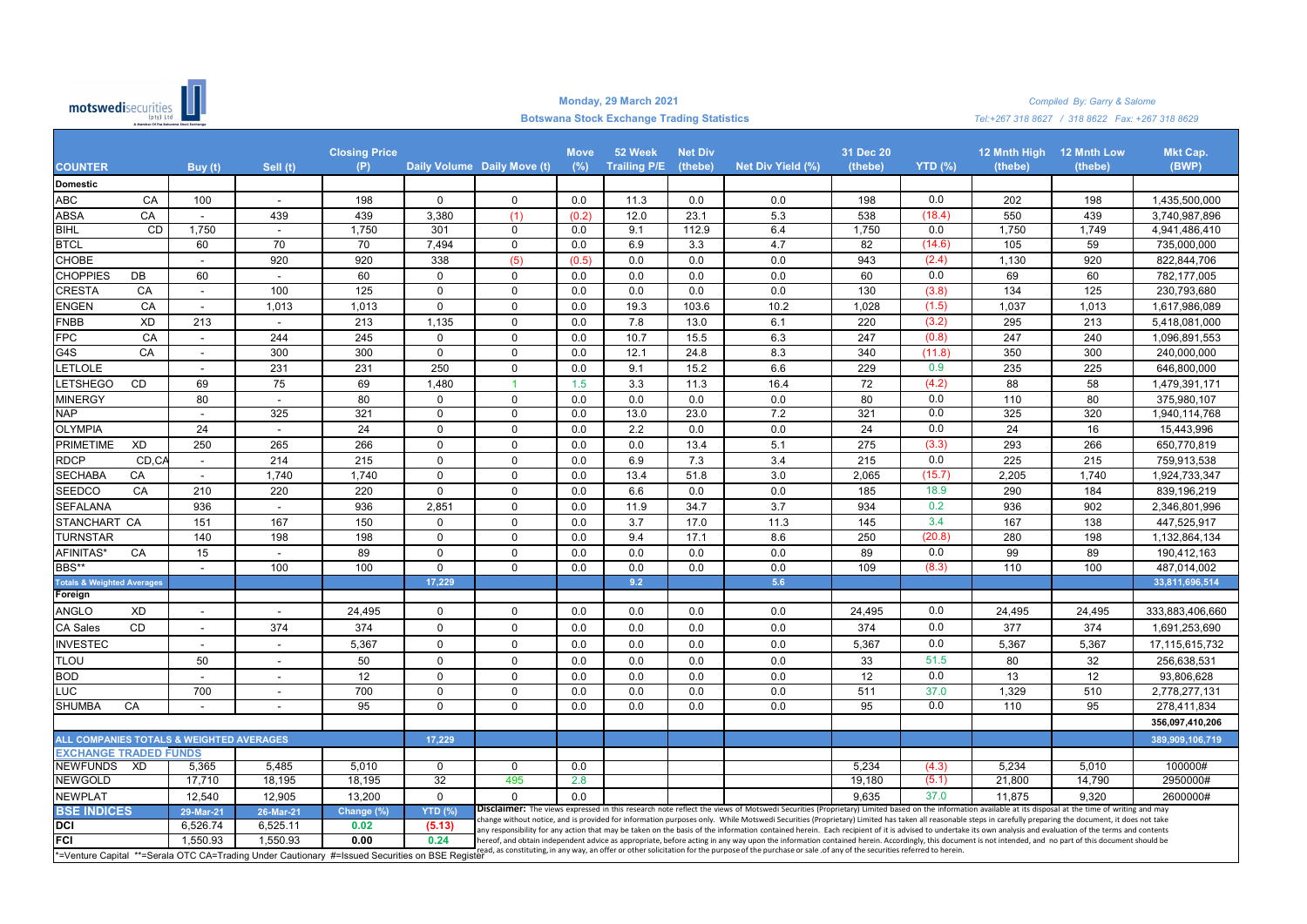motswedisecurities (pty) Ltd
A Member Of The Botswana Stock Exchange

**Monday, 29 March 2021**

**Botswana Stock Exchange Trading Statistics**

*Compiled By: Garry & Salome*

*Tel:+267 318 8627 / 318 8622 Fax: +267 318 8629*

| COUNTER | | Buy (t) | Sell (t) | Closing Price (P) | Daily Volume | Daily Move (t) | Move (%) | 52 Week Trailing P/E | Net Div (thebe) | Net Div Yield (%) | 31 Dec 20 (thebe) | YTD (%) | 12 Mnth High (thebe) | 12 Mnth Low (thebe) | Mkt Cap. (BWP) |
|---|---|---|---|---|---|---|---|---|---|---|---|---|---|---|---|
| **Domestic** | | | | | | | | | | | | | | | |
| ABC | CA | 100 | - | 198 | 0 | 0 | 0.0 | 11.3 | 0.0 | 0.0 | 198 | 0.0 | 202 | 198 | 1,435,500,000 |
| ABSA | CA | - | 439 | 439 | 3,380 | (1) | (0.2) | 12.0 | 23.1 | 5.3 | 538 | (18.4) | 550 | 439 | 3,740,987,896 |
| BIHL | CD | 1,750 | - | 1,750 | 301 | 0 | 0.0 | 9.1 | 112.9 | 6.4 | 1,750 | 0.0 | 1,750 | 1,749 | 4,941,486,410 |
| BTCL | | 60 | 70 | 70 | 7,494 | 0 | 0.0 | 6.9 | 3.3 | 4.7 | 82 | (14.6) | 105 | 59 | 735,000,000 |
| CHOBE | | - | 920 | 920 | 338 | (5) | (0.5) | 0.0 | 0.0 | 0.0 | 943 | (2.4) | 1,130 | 920 | 822,844,706 |
| CHOPPIES | DB | 60 | - | 60 | 0 | 0 | 0.0 | 0.0 | 0.0 | 0.0 | 60 | 0.0 | 69 | 60 | 782,177,005 |
| CRESTA | CA | - | 100 | 125 | 0 | 0 | 0.0 | 0.0 | 0.0 | 0.0 | 130 | (3.8) | 134 | 125 | 230,793,680 |
| ENGEN | CA | - | 1,013 | 1,013 | 0 | 0 | 0.0 | 19.3 | 103.6 | 10.2 | 1,028 | (1.5) | 1,037 | 1,013 | 1,617,986,089 |
| FNBB | XD | 213 | - | 213 | 1,135 | 0 | 0.0 | 7.8 | 13.0 | 6.1 | 220 | (3.2) | 295 | 213 | 5,418,081,000 |
| FPC | CA | - | 244 | 245 | 0 | 0 | 0.0 | 10.7 | 15.5 | 6.3 | 247 | (0.8) | 247 | 240 | 1,096,891,553 |
| G4S | CA | - | 300 | 300 | 0 | 0 | 0.0 | 12.1 | 24.8 | 8.3 | 340 | (11.8) | 350 | 300 | 240,000,000 |
| LETLOLE | | - | 231 | 231 | 250 | 0 | 0.0 | 9.1 | 15.2 | 6.6 | 229 | 0.9 | 235 | 225 | 646,800,000 |
| LETSHEGO | CD | 69 | 75 | 69 | 1,480 | 1 | 1.5 | 3.3 | 11.3 | 16.4 | 72 | (4.2) | 88 | 58 | 1,479,391,171 |
| MINERGY | | 80 | - | 80 | 0 | 0 | 0.0 | 0.0 | 0.0 | 0.0 | 80 | 0.0 | 110 | 80 | 375,980,107 |
| NAP | | - | 325 | 321 | 0 | 0 | 0.0 | 13.0 | 23.0 | 7.2 | 321 | 0.0 | 325 | 320 | 1,940,114,768 |
| OLYMPIA | | 24 | - | 24 | 0 | 0 | 0.0 | 2.2 | 0.0 | 0.0 | 24 | 0.0 | 24 | 16 | 15,443,996 |
| PRIMETIME | XD | 250 | 265 | 266 | 0 | 0 | 0.0 | 0.0 | 13.4 | 5.1 | 275 | (3.3) | 293 | 266 | 650,770,819 |
| RDCP | CD,CA | - | 214 | 215 | 0 | 0 | 0.0 | 6.9 | 7.3 | 3.4 | 215 | 0.0 | 225 | 215 | 759,913,538 |
| SECHABA | CA | - | 1,740 | 1,740 | 0 | 0 | 0.0 | 13.4 | 51.8 | 3.0 | 2,065 | (15.7) | 2,205 | 1,740 | 1,924,733,347 |
| SEEDCO | CA | 210 | 220 | 220 | 0 | 0 | 0.0 | 6.6 | 0.0 | 0.0 | 185 | 18.9 | 290 | 184 | 839,196,219 |
| SEFALANA | | 936 | - | 936 | 2,851 | 0 | 0.0 | 11.9 | 34.7 | 3.7 | 934 | 0.2 | 936 | 902 | 2,346,801,996 |
| STANCHART | CA | 151 | 167 | 150 | 0 | 0 | 0.0 | 3.7 | 17.0 | 11.3 | 145 | 3.4 | 167 | 138 | 447,525,917 |
| TURNSTAR | | 140 | 198 | 198 | 0 | 0 | 0.0 | 9.4 | 17.1 | 8.6 | 250 | (20.8) | 280 | 198 | 1,132,864,134 |
| AFINITAS* | CA | 15 | - | 89 | 0 | 0 | 0.0 | 0.0 | 0.0 | 0.0 | 89 | 0.0 | 99 | 89 | 190,412,163 |
| BBS** | | - | 100 | 100 | 0 | 0 | 0.0 | 0.0 | 0.0 | 0.0 | 109 | (8.3) | 110 | 100 | 487,014,002 |
| **Totals & Weighted Averages** | | | | | **17,229** | | | **9.2** | | **5.6** | | | | | **33,811,696,514** |
| **Foreign** | | | | | | | | | | | | | | | |
| ANGLO | XD | - | - | 24,495 | 0 | 0 | 0.0 | 0.0 | 0.0 | 0.0 | 24,495 | 0.0 | 24,495 | 24,495 | 333,883,406,660 |
| CA Sales | CD | - | 374 | 374 | 0 | 0 | 0.0 | 0.0 | 0.0 | 0.0 | 374 | 0.0 | 377 | 374 | 1,691,253,690 |
| INVESTEC | | - | - | 5,367 | 0 | 0 | 0.0 | 0.0 | 0.0 | 0.0 | 5,367 | 0.0 | 5,367 | 5,367 | 17,115,615,732 |
| TLOU | | 50 | - | 50 | 0 | 0 | 0.0 | 0.0 | 0.0 | 0.0 | 33 | 51.5 | 80 | 32 | 256,638,531 |
| BOD | | - | - | 12 | 0 | 0 | 0.0 | 0.0 | 0.0 | 0.0 | 12 | 0.0 | 13 | 12 | 93,806,628 |
| LUC | | 700 | - | 700 | 0 | 0 | 0.0 | 0.0 | 0.0 | 0.0 | 511 | 37.0 | 1,329 | 510 | 2,778,277,131 |
| SHUMBA | CA | - | - | 95 | 0 | 0 | 0.0 | 0.0 | 0.0 | 0.0 | 95 | 0.0 | 110 | 95 | 278,411,834 |
| | | | | | | | | | | | | | | | **356,097,410,206** |
| **ALL COMPANIES TOTALS & WEIGHTED AVERAGES** | | | | | **17,229** | | | | | | | | | | **389,909,106,719** |
| **EXCHANGE TRADED FUNDS** | | | | | | | | | | | | | | | |
| NEWFUNDS | XD | 5,365 | 5,485 | 5,010 | 0 | 0 | 0.0 | | | | 5,234 | (4.3) | 5,234 | 5,010 | 100000# |
| NEWGOLD | | 17,710 | 18,195 | 18,195 | 32 | 495 | 2.8 | | | | 19,180 | (5.1) | 21,800 | 14,790 | 2950000# |
| NEWPLAT | | 12,540 | 12,905 | 13,200 | 0 | 0 | 0.0 | | | | 9,635 | 37.0 | 11,875 | 9,320 | 2600000# |

| BSE INDICES | 29-Mar-21 | 26-Mar-21 | Change (%) | YTD (%) |
|---|---|---|---|---|
| DCI | 6,526.74 | 6,525.11 | 0.02 | (5.13) |
| FCI | 1,550.93 | 1,550.93 | 0.00 | 0.24 |

*=Venture Capital **=Serala OTC CA=Trading Under Cautionary #=Issued Securities on BSE Register

**Disclaimer:** The views expressed in this research note reflect the views of Motswedi Securities (Proprietary) Limited based on the information available at its disposal at the time of writing and may change without notice, and is provided for information purposes only. While Motswedi Securities (Proprietary) Limited has taken all reasonable steps in carefully preparing the document, it does not take any responsibility for any action that may be taken on the basis of the information contained herein. Each recipient of it is advised to undertake its own analysis and evaluation of the terms and contents hereof, and obtain independent advice as appropriate, before acting in any way upon the information contained herein. Accordingly, this document is not intended, and no part of this document should be read, as constituting, in any way, an offer or other solicitation for the purpose of the purchase or sale .of any of the securities referred to herein.